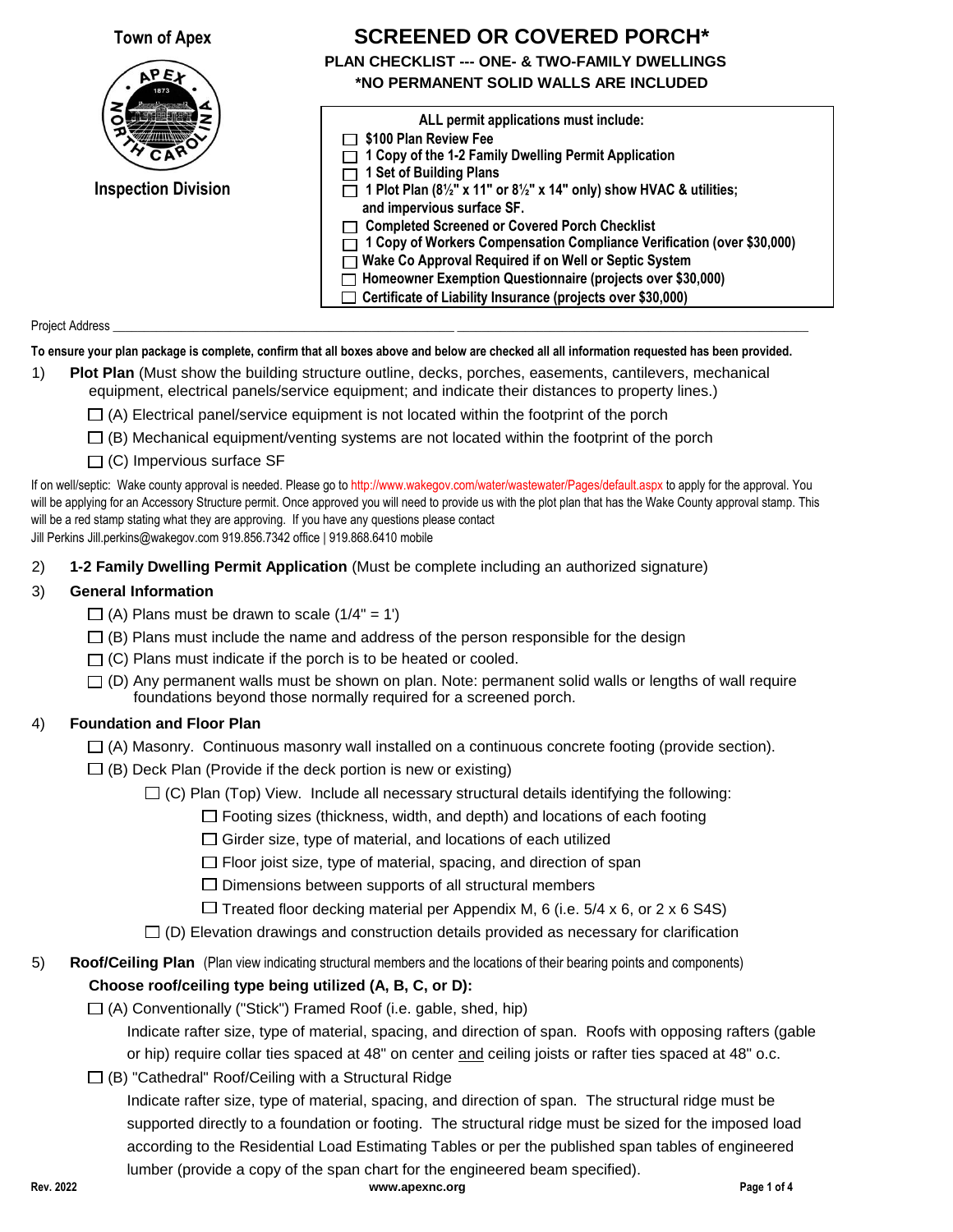Town of Apex

Inspection Division

# SCREENED OR COVERED PORCH*

**PLAN CHECKLIST --- ONE- & TWO-FAMILY DWELLINGS**

***NO PERMANENT SOLID WALLS ARE INCLUDED**

**ALL permit applications must include:**

- ☐ **$100 Plan Review Fee**
- ☐ **1 Copy of the 1-2 Family Dwelling Permit Application**
- ☐ **1 Set of Building Plans**
- ☐ **1 Plot Plan (8½" x 11" or 8½" x 14" only) show HVAC & utilities; and impervious surface SF.**
- ☐ **Completed Screened or Covered Porch Checklist**
- ☐ **1 Copy of Workers Compensation Compliance Verification (over $30,000)**
- ☐ **Wake Co Approval Required if on Well or Septic System**
- ☐ **Homeowner Exemption Questionnaire (projects over $30,000)**
- ☐ **Certificate of Liability Insurance (projects over $30,000)**

Project Address ______________________________________________ ______________________________________________

**To ensure your plan package is complete, confirm that all boxes above and below are checked all all information requested has been provided.**

1) **Plot Plan** (Must show the building structure outline, decks, porches, easements, cantilevers, mechanical equipment, electrical panels/service equipment; and indicate their distances to property lines.)

   - ☐ (A) Electrical panel/service equipment is not located within the footprint of the porch
   - ☐ (B) Mechanical equipment/venting systems are not located within the footprint of the porch
   - ☐ (C) Impervious surface SF

If on well/septic: Wake county approval is needed. Please go to http://www.wakegov.com/water/wastewater/Pages/default.aspx to apply for the approval. You will be applying for an Accessory Structure permit. Once approved you will need to provide us with the plot plan that has the Wake County approval stamp. This will be a red stamp stating what they are approving. If you have any questions please contact
Jill Perkins Jill.perkins@wakegov.com 919.856.7342 office | 919.868.6410 mobile

2) **1-2 Family Dwelling Permit Application** (Must be complete including an authorized signature)

3) **General Information**

   - ☐ (A) Plans must be drawn to scale (1/4" = 1')
   - ☐ (B) Plans must include the name and address of the person responsible for the design
   - ☐ (C) Plans must indicate if the porch is to be heated or cooled.
   - ☐ (D) Any permanent walls must be shown on plan. Note: permanent solid walls or lengths of wall require foundations beyond those normally required for a screened porch.

4) **Foundation and Floor Plan**

   - ☐ (A) Masonry. Continuous masonry wall installed on a continuous concrete footing (provide section).
   - ☐ (B) Deck Plan (Provide if the deck portion is new or existing)
     - ☐ (C) Plan (Top) View. Include all necessary structural details identifying the following:
       - ☐ Footing sizes (thickness, width, and depth) and locations of each footing
       - ☐ Girder size, type of material, and locations of each utilized
       - ☐ Floor joist size, type of material, spacing, and direction of span
       - ☐ Dimensions between supports of all structural members
       - ☐ Treated floor decking material per Appendix M, 6 (i.e. 5/4 x 6, or 2 x 6 S4S)
     - ☐ (D) Elevation drawings and construction details provided as necessary for clarification

5) **Roof/Ceiling Plan** (Plan view indicating structural members and the locations of their bearing points and components)

   **Choose roof/ceiling type being utilized (A, B, C, or D):**

   - ☐ (A) Conventionally ("Stick") Framed Roof (i.e. gable, shed, hip)

     Indicate rafter size, type of material, spacing, and direction of span. Roofs with opposing rafters (gable or hip) require collar ties spaced at 48" on center and ceiling joists or rafter ties spaced at 48" o.c.

   - ☐ (B) "Cathedral" Roof/Ceiling with a Structural Ridge

     Indicate rafter size, type of material, spacing, and direction of span. The structural ridge must be supported directly to a foundation or footing. The structural ridge must be sized for the imposed load according to the Residential Load Estimating Tables or per the published span tables of engineered lumber (provide a copy of the span chart for the engineered beam specified).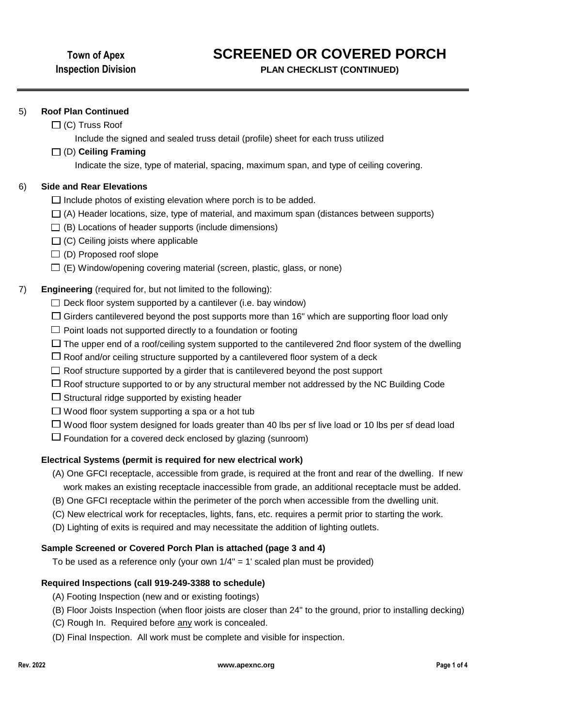**Town of Apex**
**Inspection Division**

# SCREENED OR COVERED PORCH

**PLAN CHECKLIST (CONTINUED)**

5) **Roof Plan Continued**
   - ☐ (C) Truss Roof
     Include the signed and sealed truss detail (profile) sheet for each truss utilized
   - ☐ (D) **Ceiling Framing**
     Indicate the size, type of material, spacing, maximum span, and type of ceiling covering.

6) **Side and Rear Elevations**
   - ☐ Include photos of existing elevation where porch is to be added.
   - ☐ (A) Header locations, size, type of material, and maximum span (distances between supports)
   - ☐ (B) Locations of header supports (include dimensions)
   - ☐ (C) Ceiling joists where applicable
   - ☐ (D) Proposed roof slope
   - ☐ (E) Window/opening covering material (screen, plastic, glass, or none)

7) **Engineering** (required for, but not limited to the following):
   - ☐ Deck floor system supported by a cantilever (i.e. bay window)
   - ☐ Girders cantilevered beyond the post supports more than 16" which are supporting floor load only
   - ☐ Point loads not supported directly to a foundation or footing
   - ☐ The upper end of a roof/ceiling system supported to the cantilevered 2nd floor system of the dwelling
   - ☐ Roof and/or ceiling structure supported by a cantilevered floor system of a deck
   - ☐ Roof structure supported by a girder that is cantilevered beyond the post support
   - ☐ Roof structure supported to or by any structural member not addressed by the NC Building Code
   - ☐ Structural ridge supported by existing header
   - ☐ Wood floor system supporting a spa or a hot tub
   - ☐ Wood floor system designed for loads greater than 40 lbs per sf live load or 10 lbs per sf dead load
   - ☐ Foundation for a covered deck enclosed by glazing (sunroom)

**Electrical Systems (permit is required for new electrical work)**

(A) One GFCI receptacle, accessible from grade, is required at the front and rear of the dwelling. If new work makes an existing receptacle inaccessible from grade, an additional receptacle must be added.
(B) One GFCI receptacle within the perimeter of the porch when accessible from the dwelling unit.
(C) New electrical work for receptacles, lights, fans, etc. requires a permit prior to starting the work.
(D) Lighting of exits is required and may necessitate the addition of lighting outlets.

**Sample Screened or Covered Porch Plan is attached (page 3 and 4)**

To be used as a reference only (your own 1/4" = 1' scaled plan must be provided)

**Required Inspections (call 919-249-3388 to schedule)**

(A) Footing Inspection (new and or existing footings)
(B) Floor Joists Inspection (when floor joists are closer than 24" to the ground, prior to installing decking)
(C) Rough In. Required before <u>any</u> work is concealed.
(D) Final Inspection. All work must be complete and visible for inspection.

Rev. 2022 www.apexnc.org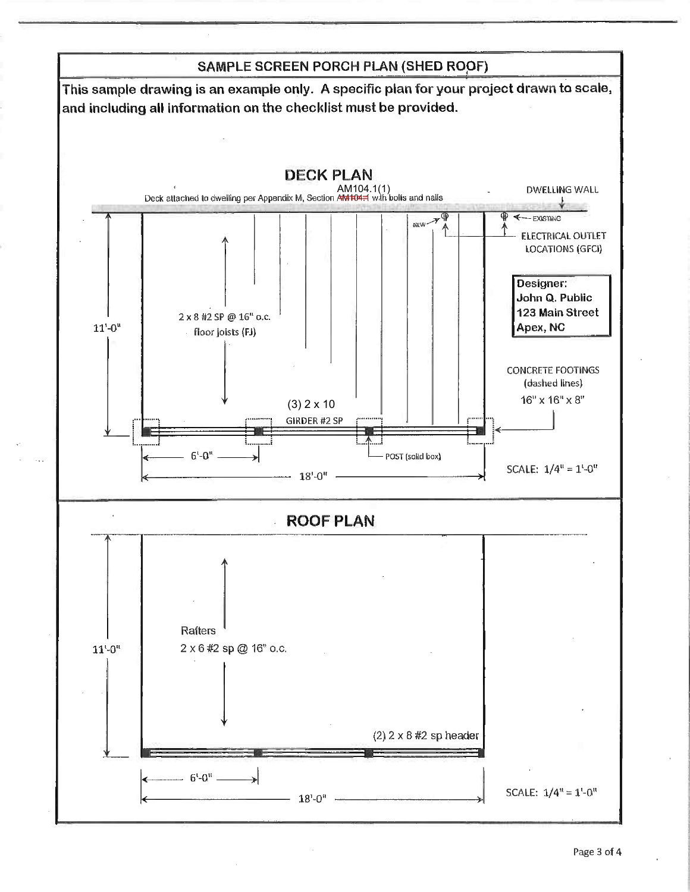## SAMPLE SCREEN PORCH PLAN (SHED ROOF)

**This sample drawing is an example only. A specific plan for your project drawn to scale, and including all information on the checklist must be provided.**

### DECK PLAN

Deck attached to dwelling per Appendix M, Section AM104.1(1) with bolts and nails

DWELLING WALL

NEW → EXISTING

ELECTRICAL OUTLET LOCATIONS (GFCI)

**Designer:**
**John Q. Public**
**123 Main Street**
**Apex, NC**

2 x 8 #2 SP @ 16" o.c. floor joists (FJ)

11'-0"

CONCRETE FOOTINGS (dashed lines) 16" x 16" x 8"

(3) 2 x 10 GIRDER #2 SP

POST (solid box)

6'-0"

18'-0"

SCALE: 1/4" = 1'-0"

### ROOF PLAN

Rafters 2 x 6 #2 sp @ 16" o.c.

11'-0"

(2) 2 x 8 #2 sp header

6'-0"

18'-0"

SCALE: 1/4" = 1'-0"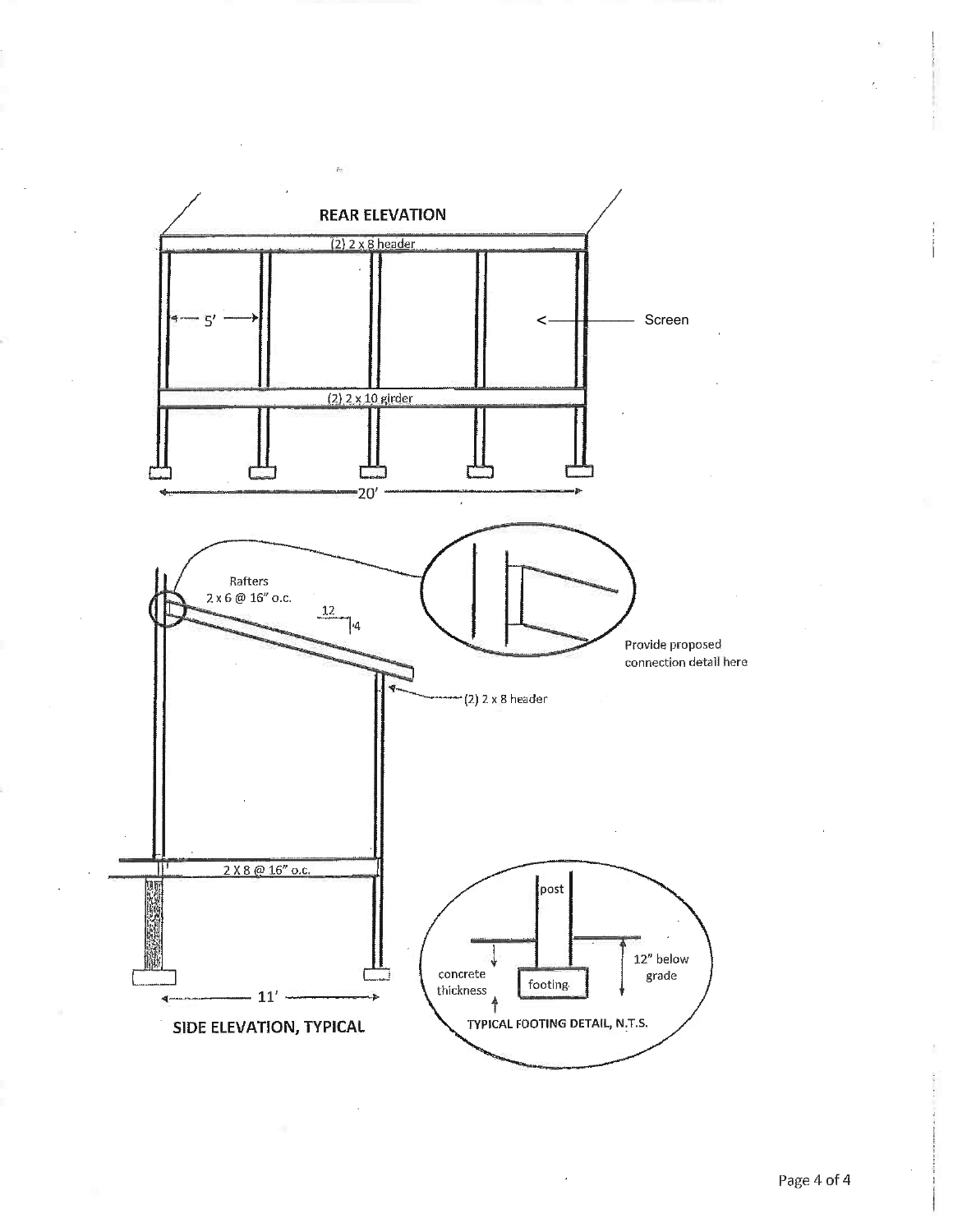## REAR ELEVATION

(2) 2 x 8 header

5'

Screen

(2) 2 x 10 girder

20'

Rafters
2 x 6 @ 16" o.c.

12
4

Provide proposed connection detail here

(2) 2 x 8 header

2 X 8 @ 16" o.c.

11'

## SIDE ELEVATION, TYPICAL

post

concrete thickness

footing

12" below grade

TYPICAL FOOTING DETAIL, N.T.S.